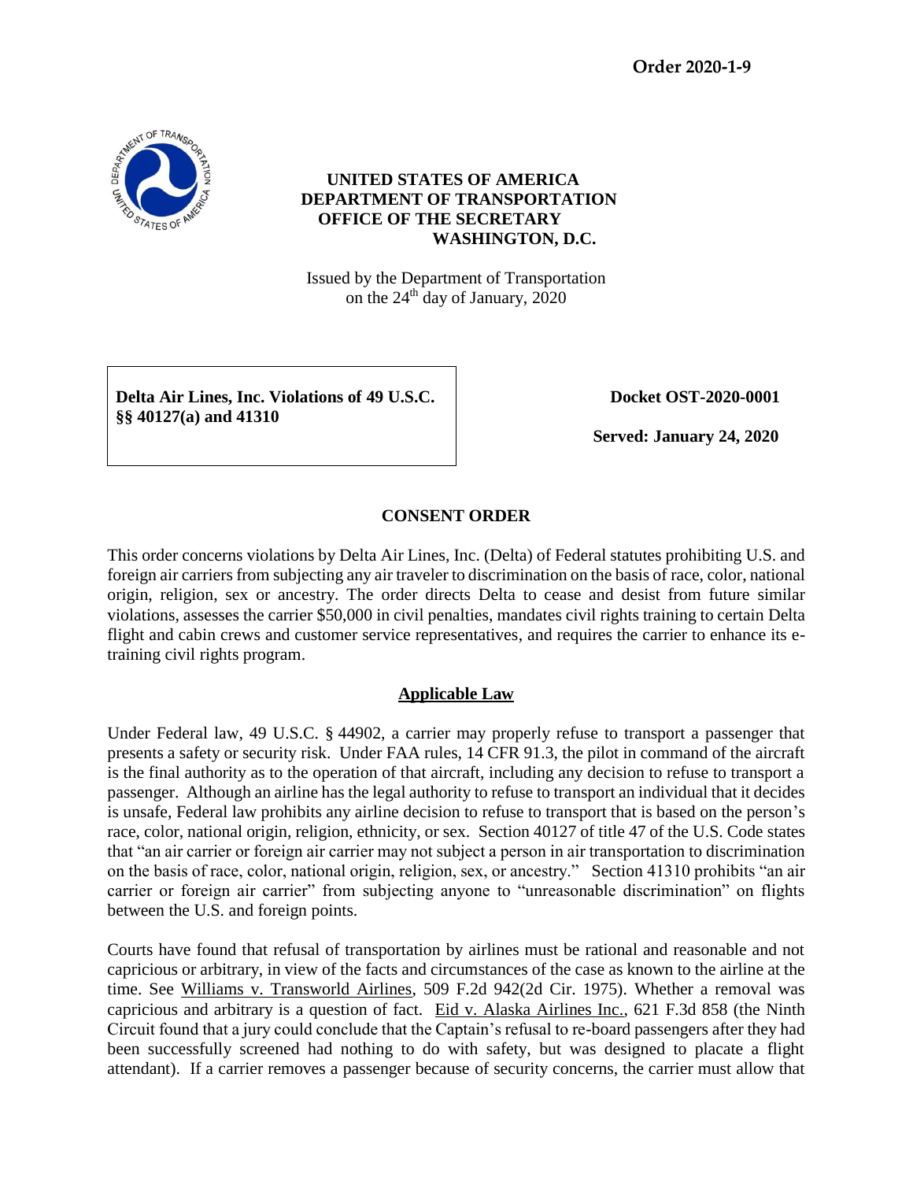**Order 2020-1-9**

**UNITED STATES OF AMERICA**
**DEPARTMENT OF TRANSPORTATION**
**OFFICE OF THE SECRETARY**
**WASHINGTON, D.C.**

Issued by the Department of Transportation on the 24th day of January, 2020

**Delta Air Lines, Inc. Violations of 49 U.S.C. §§ 40127(a) and 41310**

**Docket OST-2020-0001**

**Served: January 24, 2020**

## CONSENT ORDER

This order concerns violations by Delta Air Lines, Inc. (Delta) of Federal statutes prohibiting U.S. and foreign air carriers from subjecting any air traveler to discrimination on the basis of race, color, national origin, religion, sex or ancestry. The order directs Delta to cease and desist from future similar violations, assesses the carrier $50,000 in civil penalties, mandates civil rights training to certain Delta flight and cabin crews and customer service representatives, and requires the carrier to enhance its e-training civil rights program.

### Applicable Law

Under Federal law, 49 U.S.C. § 44902, a carrier may properly refuse to transport a passenger that presents a safety or security risk. Under FAA rules, 14 CFR 91.3, the pilot in command of the aircraft is the final authority as to the operation of that aircraft, including any decision to refuse to transport a passenger. Although an airline has the legal authority to refuse to transport an individual that it decides is unsafe, Federal law prohibits any airline decision to refuse to transport that is based on the person's race, color, national origin, religion, ethnicity, or sex. Section 40127 of title 47 of the U.S. Code states that "an air carrier or foreign air carrier may not subject a person in air transportation to discrimination on the basis of race, color, national origin, religion, sex, or ancestry." Section 41310 prohibits "an air carrier or foreign air carrier" from subjecting anyone to "unreasonable discrimination" on flights between the U.S. and foreign points.

Courts have found that refusal of transportation by airlines must be rational and reasonable and not capricious or arbitrary, in view of the facts and circumstances of the case as known to the airline at the time. See Williams v. Transworld Airlines, 509 F.2d 942(2d Cir. 1975). Whether a removal was capricious and arbitrary is a question of fact. Eid v. Alaska Airlines Inc., 621 F.3d 858 (the Ninth Circuit found that a jury could conclude that the Captain's refusal to re-board passengers after they had been successfully screened had nothing to do with safety, but was designed to placate a flight attendant). If a carrier removes a passenger because of security concerns, the carrier must allow that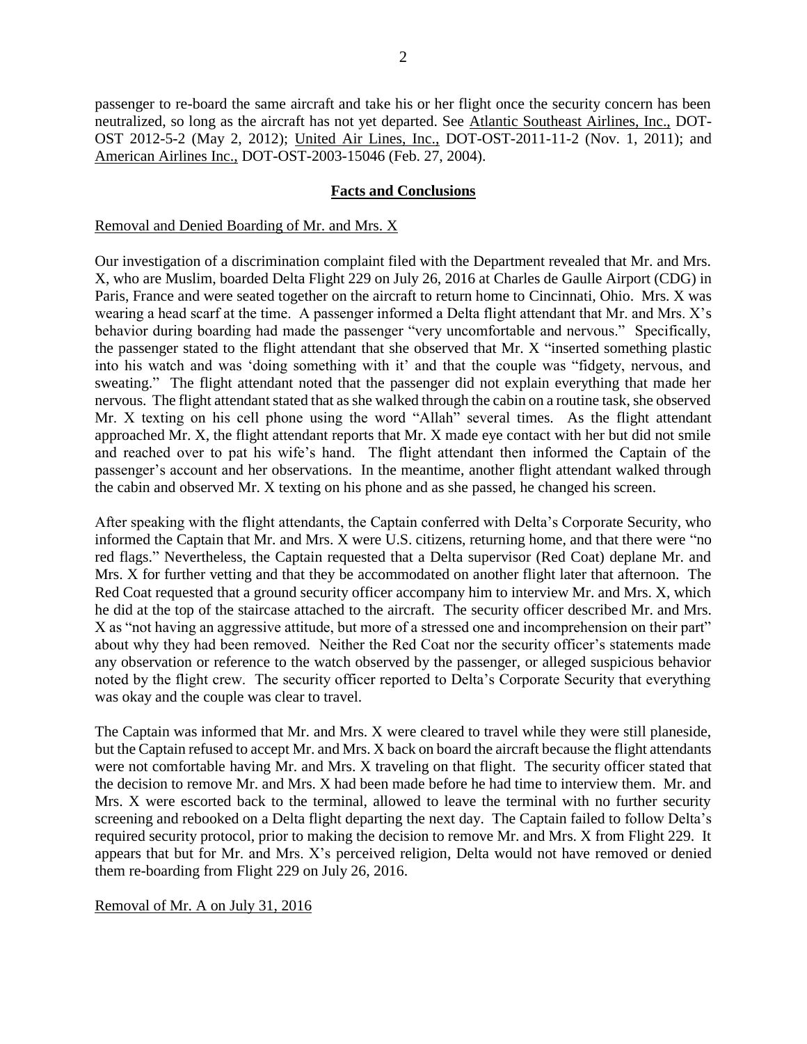passenger to re-board the same aircraft and take his or her flight once the security concern has been neutralized, so long as the aircraft has not yet departed. See Atlantic Southeast Airlines, Inc., DOT-OST 2012-5-2 (May 2, 2012); United Air Lines, Inc., DOT-OST-2011-11-2 (Nov. 1, 2011); and American Airlines Inc., DOT-OST-2003-15046 (Feb. 27, 2004).

## Facts and Conclusions

Removal and Denied Boarding of Mr. and Mrs. X

Our investigation of a discrimination complaint filed with the Department revealed that Mr. and Mrs. X, who are Muslim, boarded Delta Flight 229 on July 26, 2016 at Charles de Gaulle Airport (CDG) in Paris, France and were seated together on the aircraft to return home to Cincinnati, Ohio. Mrs. X was wearing a head scarf at the time. A passenger informed a Delta flight attendant that Mr. and Mrs. X's behavior during boarding had made the passenger "very uncomfortable and nervous." Specifically, the passenger stated to the flight attendant that she observed that Mr. X "inserted something plastic into his watch and was 'doing something with it' and that the couple was "fidgety, nervous, and sweating." The flight attendant noted that the passenger did not explain everything that made her nervous. The flight attendant stated that as she walked through the cabin on a routine task, she observed Mr. X texting on his cell phone using the word "Allah" several times. As the flight attendant approached Mr. X, the flight attendant reports that Mr. X made eye contact with her but did not smile and reached over to pat his wife's hand. The flight attendant then informed the Captain of the passenger's account and her observations. In the meantime, another flight attendant walked through the cabin and observed Mr. X texting on his phone and as she passed, he changed his screen.

After speaking with the flight attendants, the Captain conferred with Delta's Corporate Security, who informed the Captain that Mr. and Mrs. X were U.S. citizens, returning home, and that there were "no red flags." Nevertheless, the Captain requested that a Delta supervisor (Red Coat) deplane Mr. and Mrs. X for further vetting and that they be accommodated on another flight later that afternoon. The Red Coat requested that a ground security officer accompany him to interview Mr. and Mrs. X, which he did at the top of the staircase attached to the aircraft. The security officer described Mr. and Mrs. X as "not having an aggressive attitude, but more of a stressed one and incomprehension on their part" about why they had been removed. Neither the Red Coat nor the security officer's statements made any observation or reference to the watch observed by the passenger, or alleged suspicious behavior noted by the flight crew. The security officer reported to Delta's Corporate Security that everything was okay and the couple was clear to travel.

The Captain was informed that Mr. and Mrs. X were cleared to travel while they were still planeside, but the Captain refused to accept Mr. and Mrs. X back on board the aircraft because the flight attendants were not comfortable having Mr. and Mrs. X traveling on that flight. The security officer stated that the decision to remove Mr. and Mrs. X had been made before he had time to interview them. Mr. and Mrs. X were escorted back to the terminal, allowed to leave the terminal with no further security screening and rebooked on a Delta flight departing the next day. The Captain failed to follow Delta's required security protocol, prior to making the decision to remove Mr. and Mrs. X from Flight 229. It appears that but for Mr. and Mrs. X's perceived religion, Delta would not have removed or denied them re-boarding from Flight 229 on July 26, 2016.

Removal of Mr. A on July 31, 2016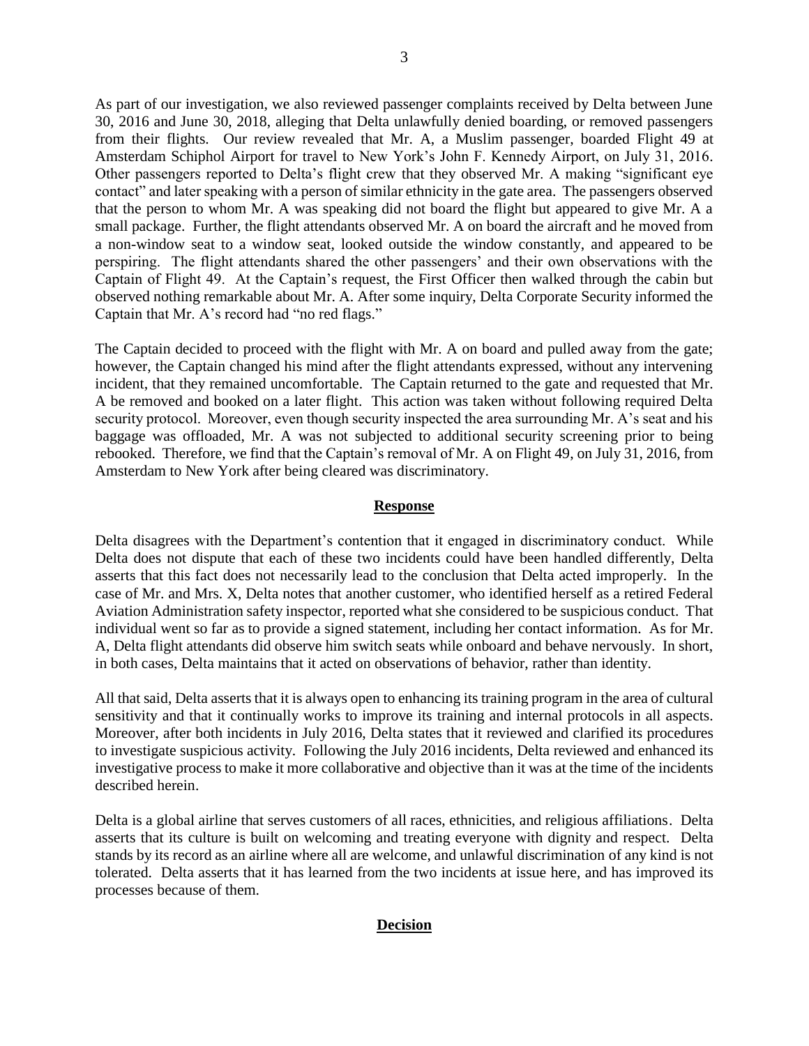As part of our investigation, we also reviewed passenger complaints received by Delta between June 30, 2016 and June 30, 2018, alleging that Delta unlawfully denied boarding, or removed passengers from their flights. Our review revealed that Mr. A, a Muslim passenger, boarded Flight 49 at Amsterdam Schiphol Airport for travel to New York's John F. Kennedy Airport, on July 31, 2016. Other passengers reported to Delta's flight crew that they observed Mr. A making "significant eye contact" and later speaking with a person of similar ethnicity in the gate area. The passengers observed that the person to whom Mr. A was speaking did not board the flight but appeared to give Mr. A a small package. Further, the flight attendants observed Mr. A on board the aircraft and he moved from a non-window seat to a window seat, looked outside the window constantly, and appeared to be perspiring. The flight attendants shared the other passengers' and their own observations with the Captain of Flight 49. At the Captain's request, the First Officer then walked through the cabin but observed nothing remarkable about Mr. A. After some inquiry, Delta Corporate Security informed the Captain that Mr. A's record had "no red flags."

The Captain decided to proceed with the flight with Mr. A on board and pulled away from the gate; however, the Captain changed his mind after the flight attendants expressed, without any intervening incident, that they remained uncomfortable. The Captain returned to the gate and requested that Mr. A be removed and booked on a later flight. This action was taken without following required Delta security protocol. Moreover, even though security inspected the area surrounding Mr. A's seat and his baggage was offloaded, Mr. A was not subjected to additional security screening prior to being rebooked. Therefore, we find that the Captain's removal of Mr. A on Flight 49, on July 31, 2016, from Amsterdam to New York after being cleared was discriminatory.

## Response

Delta disagrees with the Department's contention that it engaged in discriminatory conduct. While Delta does not dispute that each of these two incidents could have been handled differently, Delta asserts that this fact does not necessarily lead to the conclusion that Delta acted improperly. In the case of Mr. and Mrs. X, Delta notes that another customer, who identified herself as a retired Federal Aviation Administration safety inspector, reported what she considered to be suspicious conduct. That individual went so far as to provide a signed statement, including her contact information. As for Mr. A, Delta flight attendants did observe him switch seats while onboard and behave nervously. In short, in both cases, Delta maintains that it acted on observations of behavior, rather than identity.

All that said, Delta asserts that it is always open to enhancing its training program in the area of cultural sensitivity and that it continually works to improve its training and internal protocols in all aspects. Moreover, after both incidents in July 2016, Delta states that it reviewed and clarified its procedures to investigate suspicious activity. Following the July 2016 incidents, Delta reviewed and enhanced its investigative process to make it more collaborative and objective than it was at the time of the incidents described herein.

Delta is a global airline that serves customers of all races, ethnicities, and religious affiliations. Delta asserts that its culture is built on welcoming and treating everyone with dignity and respect. Delta stands by its record as an airline where all are welcome, and unlawful discrimination of any kind is not tolerated. Delta asserts that it has learned from the two incidents at issue here, and has improved its processes because of them.

## Decision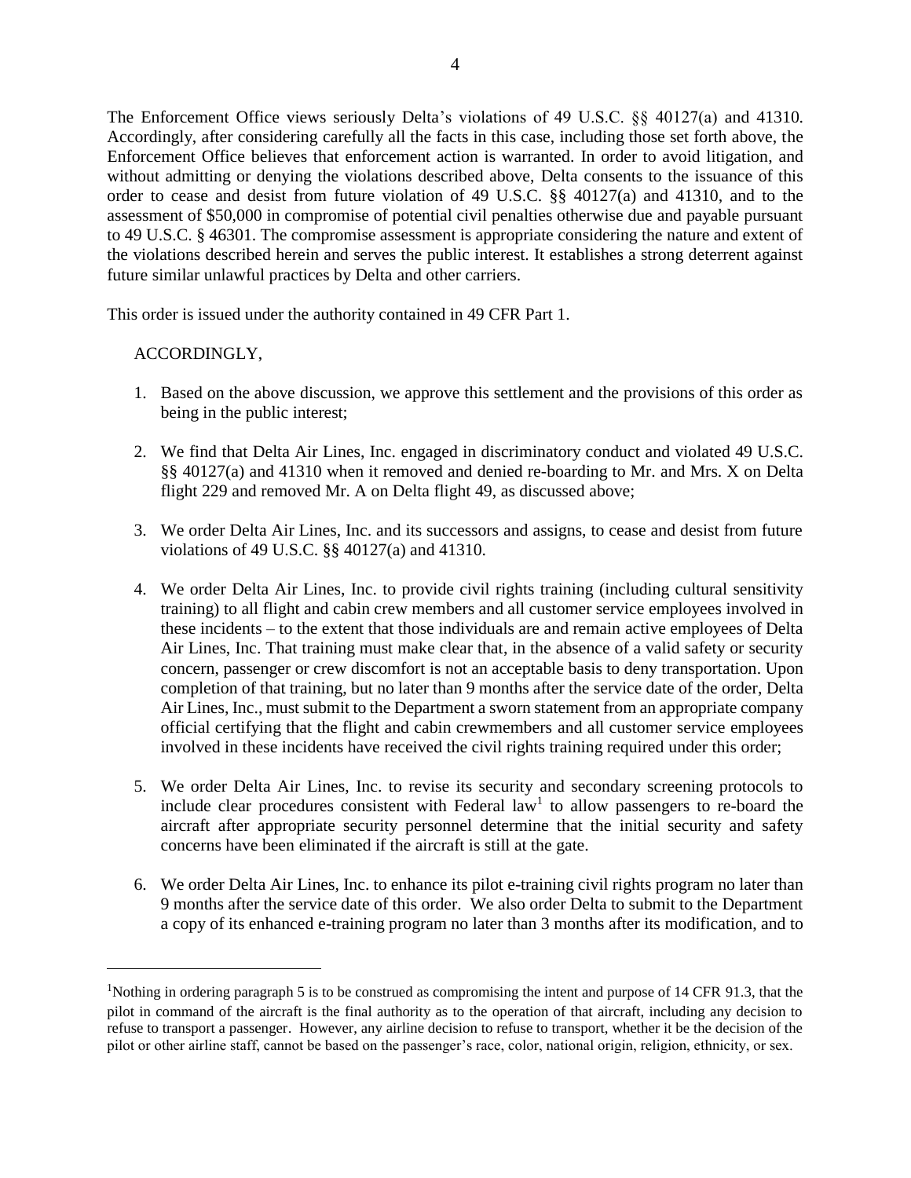The Enforcement Office views seriously Delta's violations of 49 U.S.C. §§ 40127(a) and 41310. Accordingly, after considering carefully all the facts in this case, including those set forth above, the Enforcement Office believes that enforcement action is warranted. In order to avoid litigation, and without admitting or denying the violations described above, Delta consents to the issuance of this order to cease and desist from future violation of 49 U.S.C. §§ 40127(a) and 41310, and to the assessment of $50,000 in compromise of potential civil penalties otherwise due and payable pursuant to 49 U.S.C. § 46301. The compromise assessment is appropriate considering the nature and extent of the violations described herein and serves the public interest. It establishes a strong deterrent against future similar unlawful practices by Delta and other carriers.

This order is issued under the authority contained in 49 CFR Part 1.

ACCORDINGLY,

1. Based on the above discussion, we approve this settlement and the provisions of this order as being in the public interest;

2. We find that Delta Air Lines, Inc. engaged in discriminatory conduct and violated 49 U.S.C. §§ 40127(a) and 41310 when it removed and denied re-boarding to Mr. and Mrs. X on Delta flight 229 and removed Mr. A on Delta flight 49, as discussed above;

3. We order Delta Air Lines, Inc. and its successors and assigns, to cease and desist from future violations of 49 U.S.C. §§ 40127(a) and 41310.

4. We order Delta Air Lines, Inc. to provide civil rights training (including cultural sensitivity training) to all flight and cabin crew members and all customer service employees involved in these incidents – to the extent that those individuals are and remain active employees of Delta Air Lines, Inc. That training must make clear that, in the absence of a valid safety or security concern, passenger or crew discomfort is not an acceptable basis to deny transportation. Upon completion of that training, but no later than 9 months after the service date of the order, Delta Air Lines, Inc., must submit to the Department a sworn statement from an appropriate company official certifying that the flight and cabin crewmembers and all customer service employees involved in these incidents have received the civil rights training required under this order;

5. We order Delta Air Lines, Inc. to revise its security and secondary screening protocols to include clear procedures consistent with Federal law[1] to allow passengers to re-board the aircraft after appropriate security personnel determine that the initial security and safety concerns have been eliminated if the aircraft is still at the gate.

6. We order Delta Air Lines, Inc. to enhance its pilot e-training civil rights program no later than 9 months after the service date of this order. We also order Delta to submit to the Department a copy of its enhanced e-training program no later than 3 months after its modification, and to

---

[1]Nothing in ordering paragraph 5 is to be construed as compromising the intent and purpose of 14 CFR 91.3, that the pilot in command of the aircraft is the final authority as to the operation of that aircraft, including any decision to refuse to transport a passenger. However, any airline decision to refuse to transport, whether it be the decision of the pilot or other airline staff, cannot be based on the passenger's race, color, national origin, religion, ethnicity, or sex.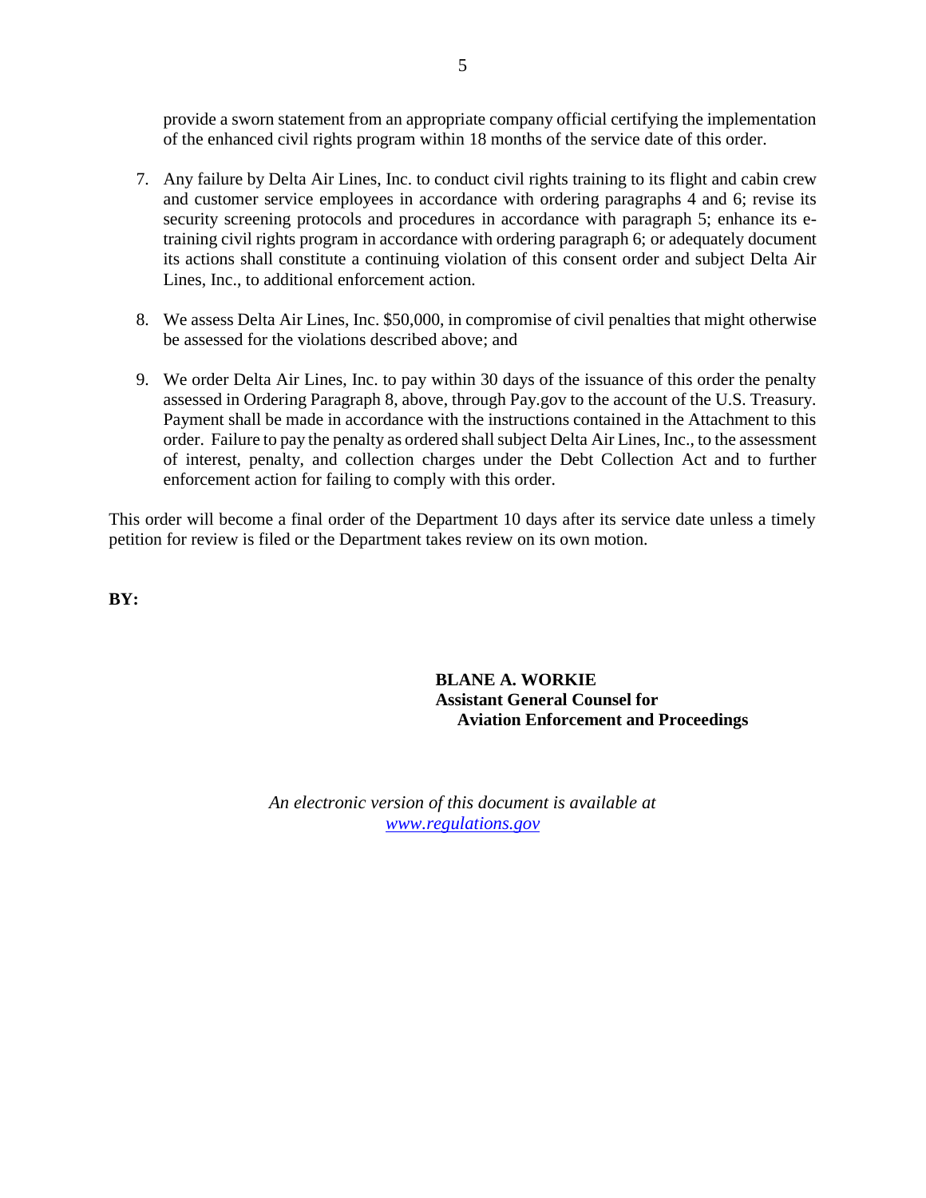provide a sworn statement from an appropriate company official certifying the implementation of the enhanced civil rights program within 18 months of the service date of this order.

7. Any failure by Delta Air Lines, Inc. to conduct civil rights training to its flight and cabin crew and customer service employees in accordance with ordering paragraphs 4 and 6; revise its security screening protocols and procedures in accordance with paragraph 5; enhance its e-training civil rights program in accordance with ordering paragraph 6; or adequately document its actions shall constitute a continuing violation of this consent order and subject Delta Air Lines, Inc., to additional enforcement action.

8. We assess Delta Air Lines, Inc. $50,000, in compromise of civil penalties that might otherwise be assessed for the violations described above; and

9. We order Delta Air Lines, Inc. to pay within 30 days of the issuance of this order the penalty assessed in Ordering Paragraph 8, above, through Pay.gov to the account of the U.S. Treasury. Payment shall be made in accordance with the instructions contained in the Attachment to this order. Failure to pay the penalty as ordered shall subject Delta Air Lines, Inc., to the assessment of interest, penalty, and collection charges under the Debt Collection Act and to further enforcement action for failing to comply with this order.

This order will become a final order of the Department 10 days after its service date unless a timely petition for review is filed or the Department takes review on its own motion.

**BY:**

**BLANE A. WORKIE**
**Assistant General Counsel for**
**Aviation Enforcement and Proceedings**

*An electronic version of this document is available at [www.regulations.gov](www.regulations.gov)*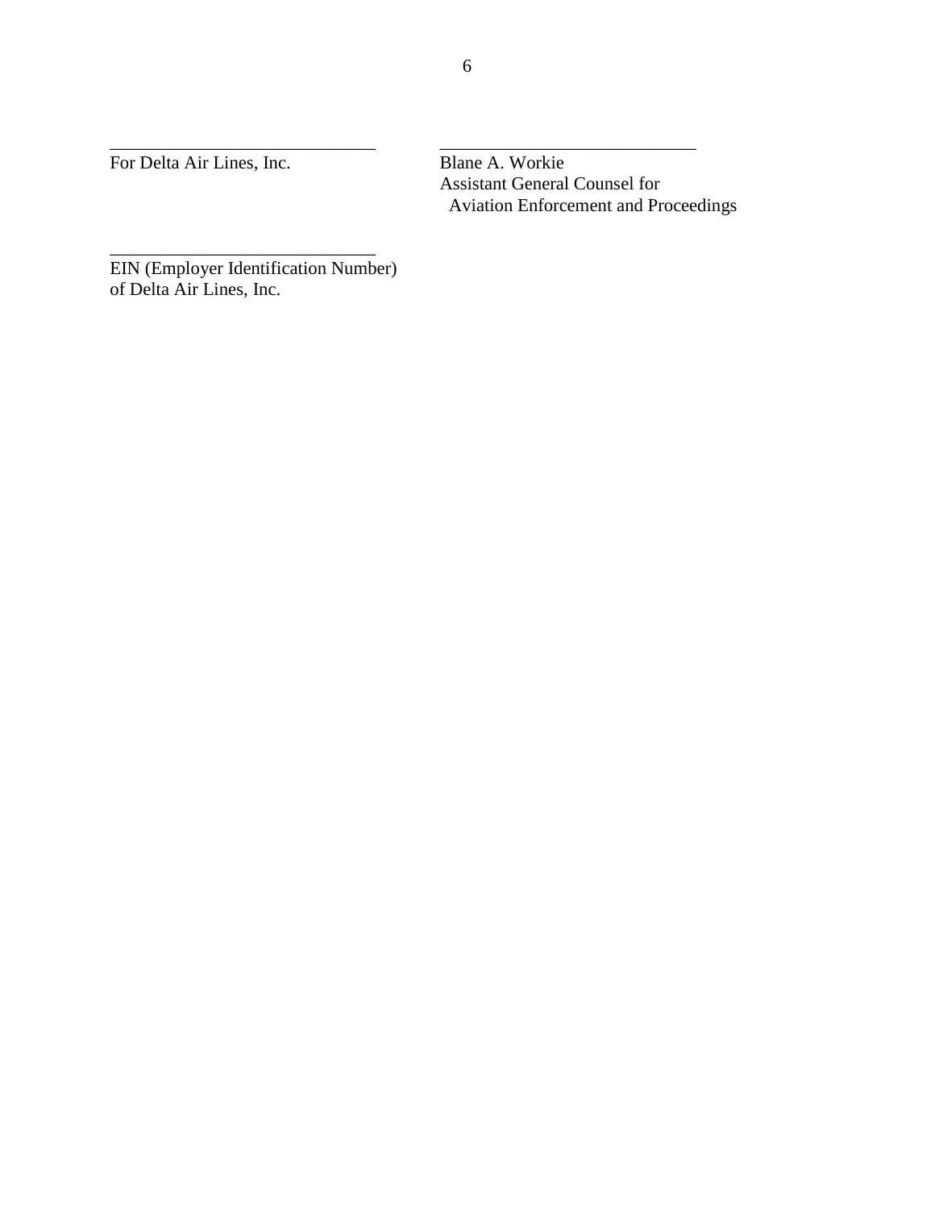______________________________
For Delta Air Lines, Inc.

______________________________
Blane A. Workie
Assistant General Counsel for
Aviation Enforcement and Proceedings

______________________________
EIN (Employer Identification Number)
of Delta Air Lines, Inc.